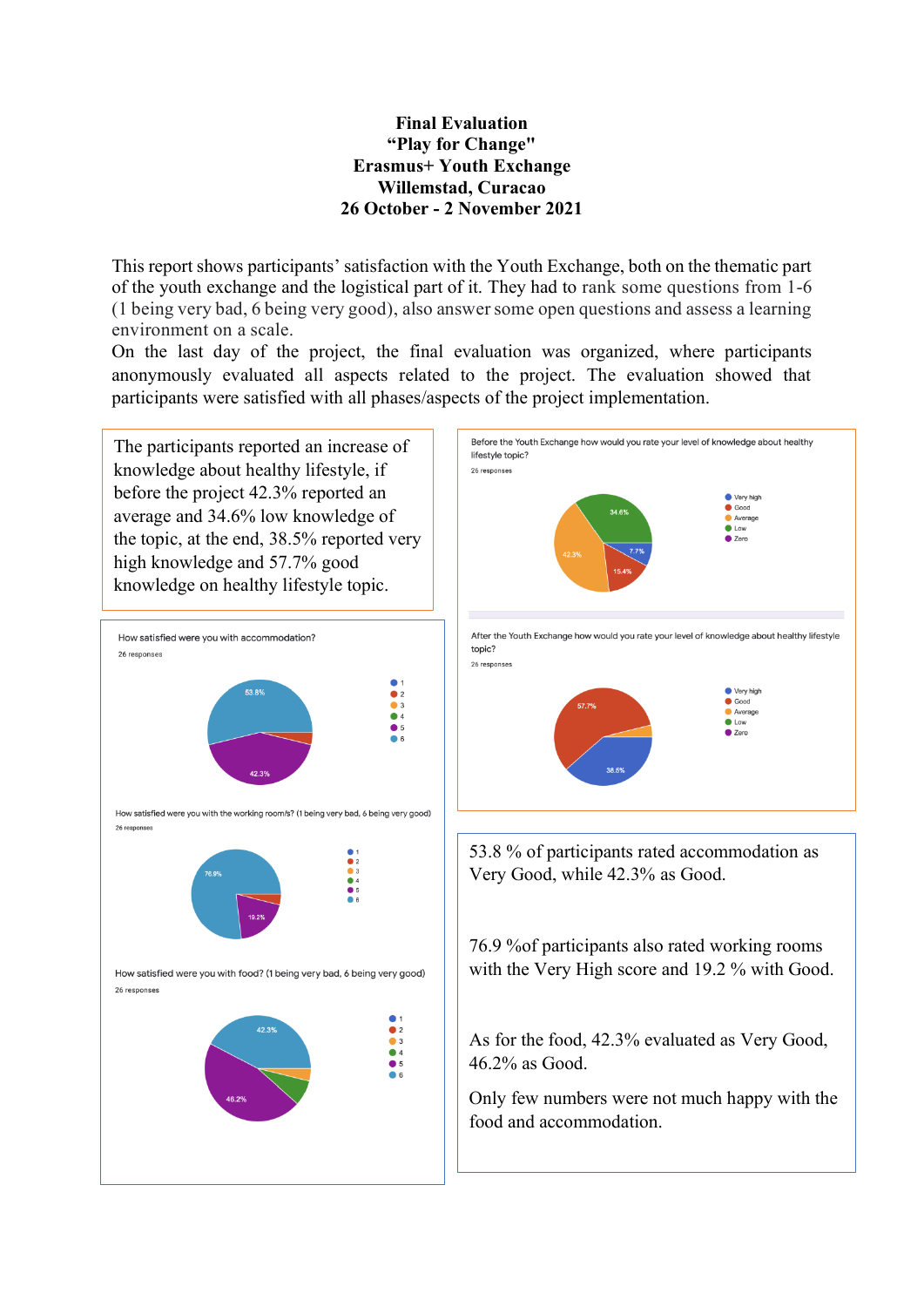**Final Evaluation**
**"Play for Change"**
**Erasmus+ Youth Exchange**
**Willemstad, Curacao**
**26 October - 2 November 2021**

This report shows participants' satisfaction with the Youth Exchange, both on the thematic part of the youth exchange and the logistical part of it. They had to rank some questions from 1-6 (1 being very bad, 6 being very good), also answer some open questions and assess a learning environment on a scale.

On the last day of the project, the final evaluation was organized, where participants anonymously evaluated all aspects related to the project. The evaluation showed that participants were satisfied with all phases/aspects of the project implementation.

The participants reported an increase of knowledge about healthy lifestyle, if before the project 42.3% reported an average and 34.6% low knowledge of the topic, at the end, 38.5% reported very high knowledge and 57.7% good knowledge on healthy lifestyle topic.

Before the Youth Exchange how would you rate your level of knowledge about healthy lifestyle topic?

26 responses

- Very high: 7.7%
- Good: 15.4%
- Average: 42.3%
- Low: 34.6%
- Zero

After the Youth Exchange how would you rate your level of knowledge about healthy lifestyle topic?

26 responses

- Very high: 38.5%
- Good: 57.7%
- Average
- Low
- Zero

How satisfied were you with accommodation?

26 responses

- 1
- 2
- 3
- 4
- 5: 42.3%
- 6: 53.8%

How satisfied were you with the working room/s? (1 being very bad, 6 being very good)

26 responses

- 1
- 2
- 3
- 4
- 5: 19.2%
- 6: 76.9%

How satisfied were you with food? (1 being very bad, 6 being very good)

26 responses

- 1
- 2
- 3
- 4
- 5: 46.2%
- 6: 42.3%

53.8 % of participants rated accommodation as Very Good, while 42.3% as Good.

76.9 %of participants also rated working rooms with the Very High score and 19.2 % with Good.

As for the food, 42.3% evaluated as Very Good, 46.2% as Good.

Only few numbers were not much happy with the food and accommodation.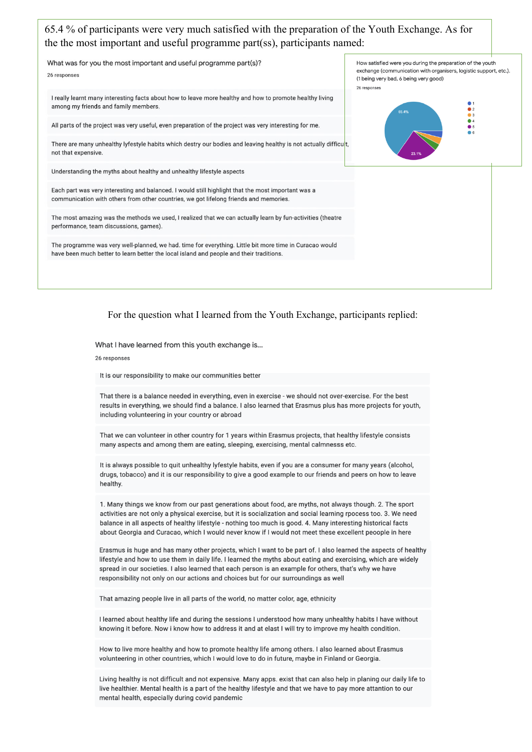65.4 % of participants were very much satisfied with the preparation of the Youth Exchange. As for the the most important and useful programme part(ss), participants named:

**What was for you the most important and useful programme part(s)?**

26 responses

- I really learnt many interesting facts about how to leave more healthy and how to promote healthy living among my friends and family members.
- All parts of the project was very useful, even preparation of the project was very interesting for me.
- There are many unhealthy lyfestyle habits which destry our bodies and leaving healthy is not actually difficult, not that expensive.
- Understanding the myths about healthy and unhealthy lifestyle aspects
- Each part was very interesting and balanced. I would still highlight that the most important was a communication with others from other countries, we got lifelong friends and memories.
- The most amazing was the methods we used, I realized that we can actually learn by fun-activities (theatre performance, team discussions, games).
- The programme was very well-planned, we had. time for everything. Little bit more time in Curacao would have been much better to learn better the local island and people and their traditions.

**How satisfied were you during the preparation of the youth exchange (communication with organisers, logistic support, etc.). (1 being very bad, 6 being very good)**

26 responses

Legend: 1, 2, 3, 4, 5, 6 — 6: 65.4%, 5: 23.1%

For the question what I learned from the Youth Exchange, participants replied:

**What I have learned from this youth exchange is...**

26 responses

- It is our responsibility to make our communities better
- That there is a balance needed in everything, even in exercise - we should not over-exercise. For the best results in everything, we should find a balance. I also learned that Erasmus plus has more projects for youth, including volunteering in your country or abroad
- That we can volunteer in other country for 1 years within Erasmus projects, that healthy lifestyle consists many aspects and among them are eating, sleeping, exercising, mental calmnesss etc.
- It is always possible to quit unhealthy lyfestyle habits, even if you are a consumer for many years (alcohol, drugs, tobacco) and it is our responsibility to give a good example to our friends and peers on how to leave healthy.
- 1. Many things we know from our past generations about food, are myths, not always though. 2. The sport activities are not only a physical exercise, but it is socialization and social learning rpocess too. 3. We need balance in all aspects of healthy lifestyle - nothing too much is good. 4. Many interesting historical facts about Georgia and Curacao, which I would never know if I would not meet these excellent peoople in here
- Erasmus is huge and has many other projects, which I want to be part of. I also learned the aspects of healthy lifestyle and how to use them in daily life. I learned the myths about eating and exercising, which are widely spread in our societies. I also learned that each person is an example for others, that's why we have responsibility not only on our actions and choices but for our surroundings as well
- That amazing people live in all parts of the world, no matter color, age, ethnicity
- I learned about healthy life and during the sessions I understood how many unhealthy habits I have without knowing it before. Now i know how to address it and at elast I will try to improve my health condition.
- How to live more healthy and how to promote healthy life among others. I also learned about Erasmus volunteering in other countries, which I would love to do in future, maybe in Finland or Georgia.
- Living healthy is not difficult and not expensive. Many apps. exist that can also help in planing our daily life to live healthier. Mental health is a part of the healthy lifestyle and that we have to pay more attention to our mental health, especially during covid pandemic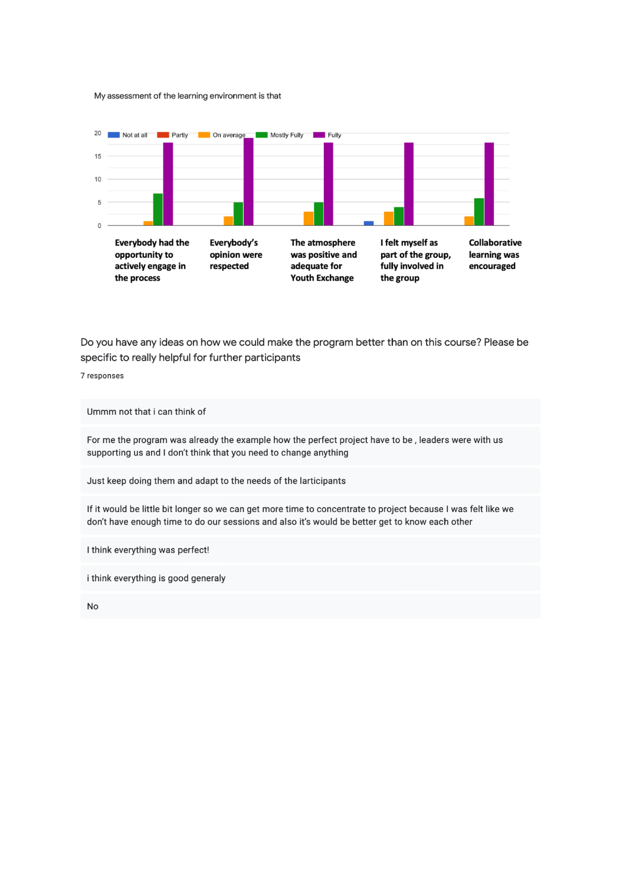My assessment of the learning environment is that

20
15
10
5
0

Not at all
Partly
On average
Mostly Fully
Fully

Everybody had the opportunity to actively engage in the process

Everybody's opinion were respected

The atmosphere was positive and adequate for Youth Exchange

I felt myself as part of the group, fully involved in the group

Collaborative learning was encouraged

Do you have any ideas on how we could make the program better than on this course? Please be specific to really helpful for further participants

7 responses

Ummm not that i can think of

For me the program was already the example how the perfect project have to be , leaders were with us supporting us and I don't think that you need to change anything

Just keep doing them and adapt to the needs of the larticipants

If it would be little bit longer so we can get more time to concentrate to project because I was felt like we don't have enough time to do our sessions and also it's would be better get to know each other

I think everything was perfect!

i think everything is good generaly

No